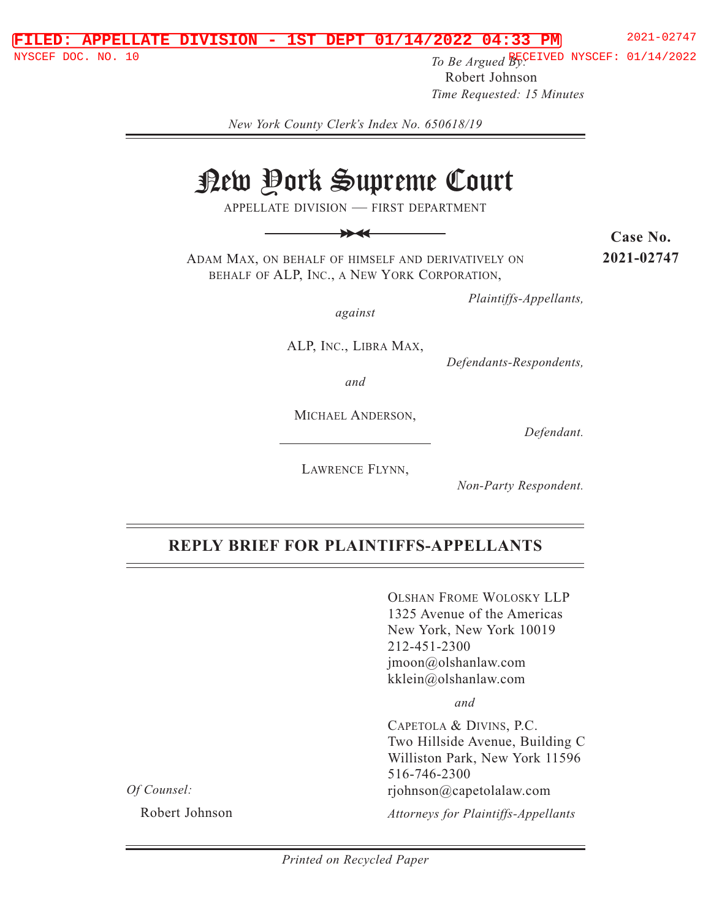FILED: APPELLATE DIVISION - 1ST DEPT 01/14/2022 04:33 PM 2021-02747

NYSCEF DOC. NO. 10 RECEIVED NYSCEF: 01/14/2022

*To Be Argued By:*
Robert Johnson
*Time Requested: 15 Minutes*

*New York County Clerk's Index No. 650618/19*

# New York Supreme Court

APPELLATE DIVISION — FIRST DEPARTMENT

**Case No. 2021-02747**

ADAM MAX, ON BEHALF OF HIMSELF AND DERIVATIVELY ON BEHALF OF ALP, INC., A NEW YORK CORPORATION,

*Plaintiffs-Appellants,*

*against*

ALP, INC., LIBRA MAX,

*Defendants-Respondents,*

*and*

MICHAEL ANDERSON,

*Defendant.*

LAWRENCE FLYNN,

*Non-Party Respondent.*

## REPLY BRIEF FOR PLAINTIFFS-APPELLANTS

OLSHAN FROME WOLOSKY LLP
1325 Avenue of the Americas
New York, New York 10019
212-451-2300
jmoon@olshanlaw.com
kklein@olshanlaw.com

*and*

CAPETOLA & DIVINS, P.C.
Two Hillside Avenue, Building C
Williston Park, New York 11596
516-746-2300
rjohnson@capetolalaw.com

*Attorneys for Plaintiffs-Appellants*

*Of Counsel:*

Robert Johnson

*Printed on Recycled Paper*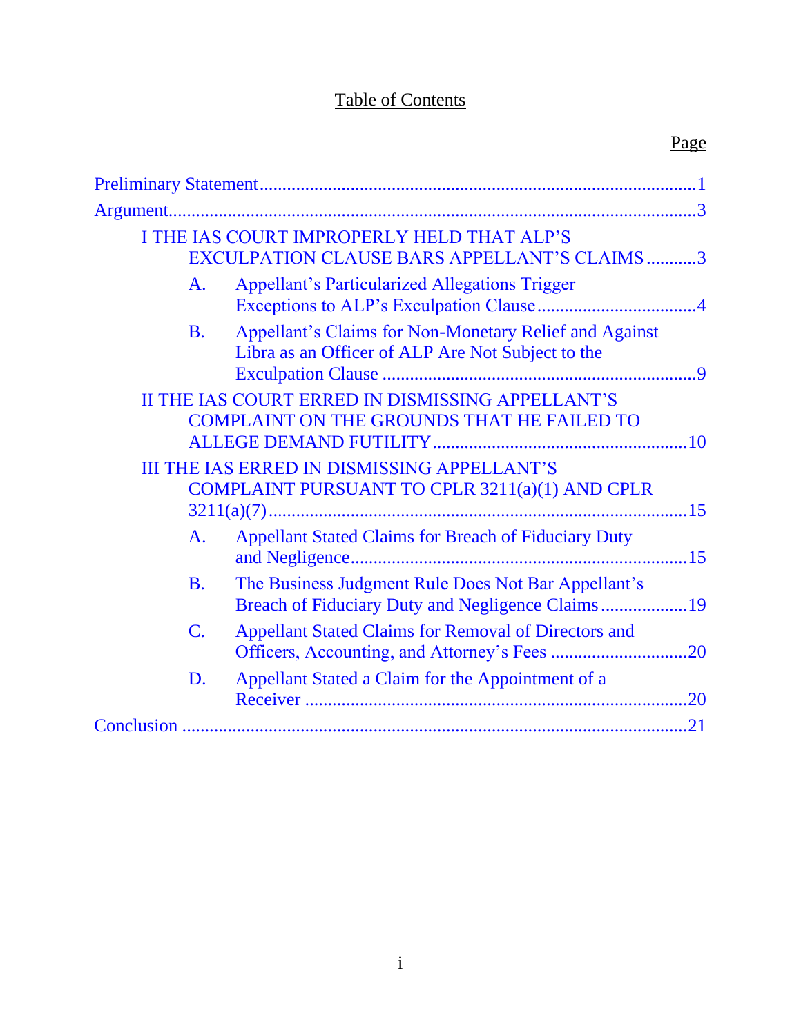# Table of Contents

| | Page |
|---|---|
| Preliminary Statement | 1 |
| Argument | 3 |
| I THE IAS COURT IMPROPERLY HELD THAT ALP'S EXCULPATION CLAUSE BARS APPELLANT'S CLAIMS | 3 |
| A. Appellant's Particularized Allegations Trigger Exceptions to ALP's Exculpation Clause | 4 |
| B. Appellant's Claims for Non-Monetary Relief and Against Libra as an Officer of ALP Are Not Subject to the Exculpation Clause | 9 |
| II THE IAS COURT ERRED IN DISMISSING APPELLANT'S COMPLAINT ON THE GROUNDS THAT HE FAILED TO ALLEGE DEMAND FUTILITY | 10 |
| III THE IAS ERRED IN DISMISSING APPELLANT'S COMPLAINT PURSUANT TO CPLR 3211(a)(1) AND CPLR 3211(a)(7) | 15 |
| A. Appellant Stated Claims for Breach of Fiduciary Duty and Negligence | 15 |
| B. The Business Judgment Rule Does Not Bar Appellant's Breach of Fiduciary Duty and Negligence Claims | 19 |
| C. Appellant Stated Claims for Removal of Directors and Officers, Accounting, and Attorney's Fees | 20 |
| D. Appellant Stated a Claim for the Appointment of a Receiver | 20 |
| Conclusion | 21 |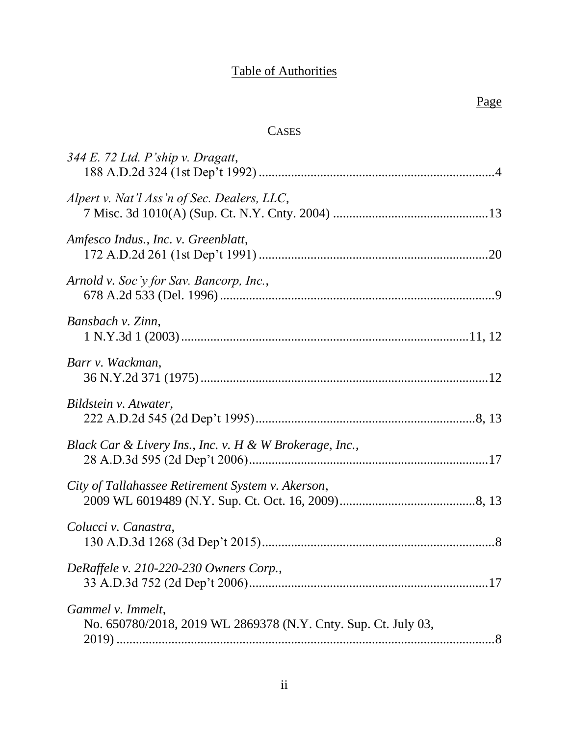# Table of Authorities

Page

## CASES

*344 E. 72 Ltd. P'ship v. Dragatt*, 188 A.D.2d 324 (1st Dep't 1992) .......................................................................4

*Alpert v. Nat'l Ass'n of Sec. Dealers, LLC*, 7 Misc. 3d 1010(A) (Sup. Ct. N.Y. Cnty. 2004) ...............................................13

*Amfesco Indus., Inc. v. Greenblatt*, 172 A.D.2d 261 (1st Dep't 1991) .....................................................................20

*Arnold v. Soc'y for Sav. Bancorp, Inc.*, 678 A.2d 533 (Del. 1996) ...................................................................................9

*Bansbach v. Zinn*, 1 N.Y.3d 1 (2003)......................................................................................11, 12

*Barr v. Wackman*, 36 N.Y.2d 371 (1975).......................................................................................12

*Bildstein v. Atwater*, 222 A.D.2d 545 (2d Dep't 1995)...................................................................8, 13

*Black Car & Livery Ins., Inc. v. H & W Brokerage, Inc.*, 28 A.D.3d 595 (2d Dep't 2006).........................................................................17

*City of Tallahassee Retirement System v. Akerson*, 2009 WL 6019489 (N.Y. Sup. Ct. Oct. 16, 2009)..........................................8, 13

*Colucci v. Canastra*, 130 A.D.3d 1268 (3d Dep't 2015)......................................................................8

*DeRaffele v. 210-220-230 Owners Corp.*, 33 A.D.3d 752 (2d Dep't 2006).........................................................................17

*Gammel v. Immelt*, No. 650780/2018, 2019 WL 2869378 (N.Y. Cnty. Sup. Ct. July 03, 2019) ....................................................................................................8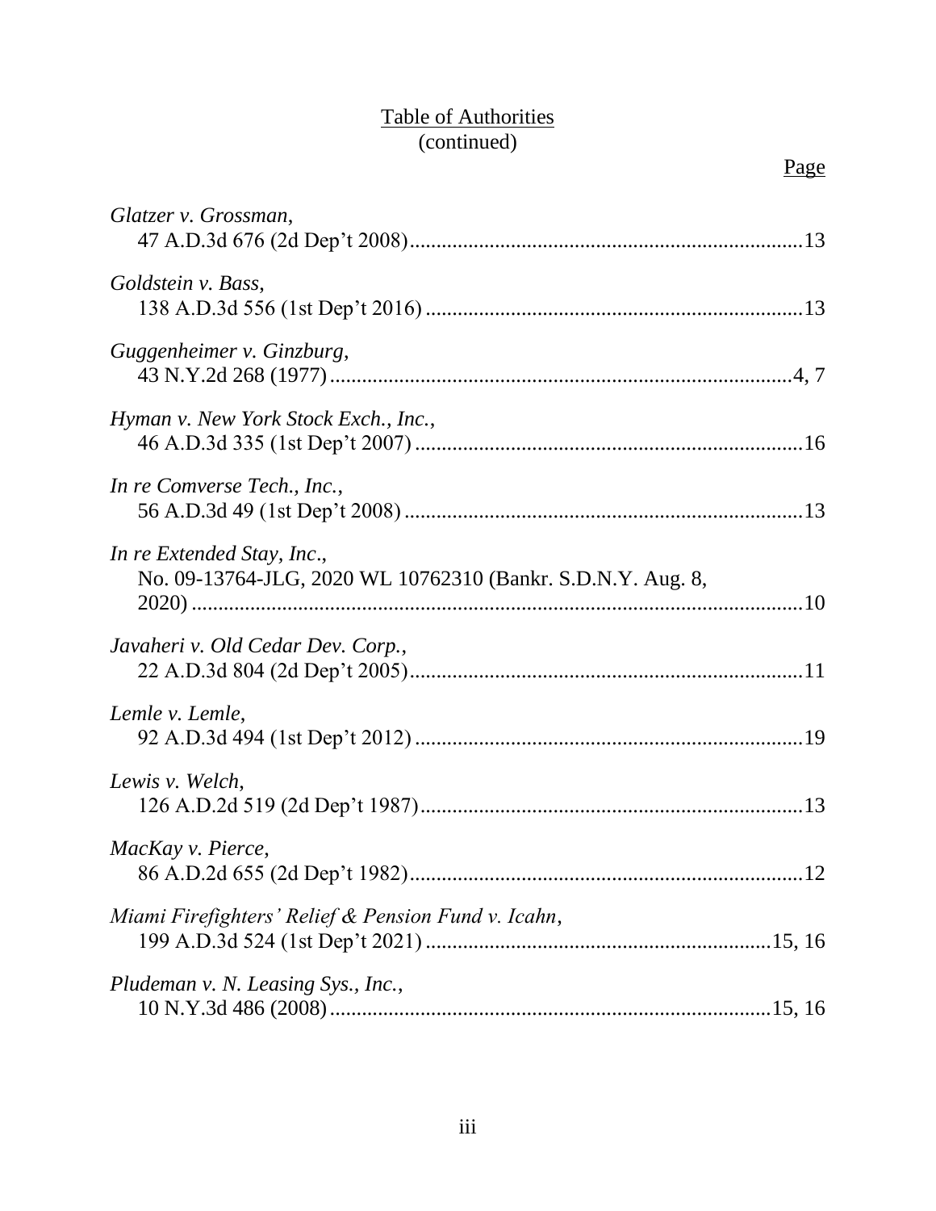Table of Authorities
(continued)

Page

*Glatzer v. Grossman*,
47 A.D.3d 676 (2d Dep't 2008).........................................................................13

*Goldstein v. Bass*,
138 A.D.3d 556 (1st Dep't 2016) ......................................................................13

*Guggenheimer v. Ginzburg*,
43 N.Y.2d 268 (1977)......................................................................................4, 7

*Hyman v. New York Stock Exch., Inc.*,
46 A.D.3d 335 (1st Dep't 2007) ........................................................................16

*In re Comverse Tech., Inc.*,
56 A.D.3d 49 (1st Dep't 2008) ..........................................................................13

*In re Extended Stay, Inc*.,
No. 09-13764-JLG, 2020 WL 10762310 (Bankr. S.D.N.Y. Aug. 8, 2020) ....................................................................................................................10

*Javaheri v. Old Cedar Dev. Corp.*,
22 A.D.3d 804 (2d Dep't 2005).........................................................................11

*Lemle v. Lemle*,
92 A.D.3d 494 (1st Dep't 2012) ........................................................................19

*Lewis v. Welch*,
126 A.D.2d 519 (2d Dep't 1987).......................................................................13

*MacKay v. Pierce*,
86 A.D.2d 655 (2d Dep't 1982).........................................................................12

*Miami Firefighters' Relief & Pension Fund v. Icahn*,
199 A.D.3d 524 (1st Dep't 2021) ................................................................15, 16

*Pludeman v. N. Leasing Sys., Inc.*,
10 N.Y.3d 486 (2008)..................................................................................15, 16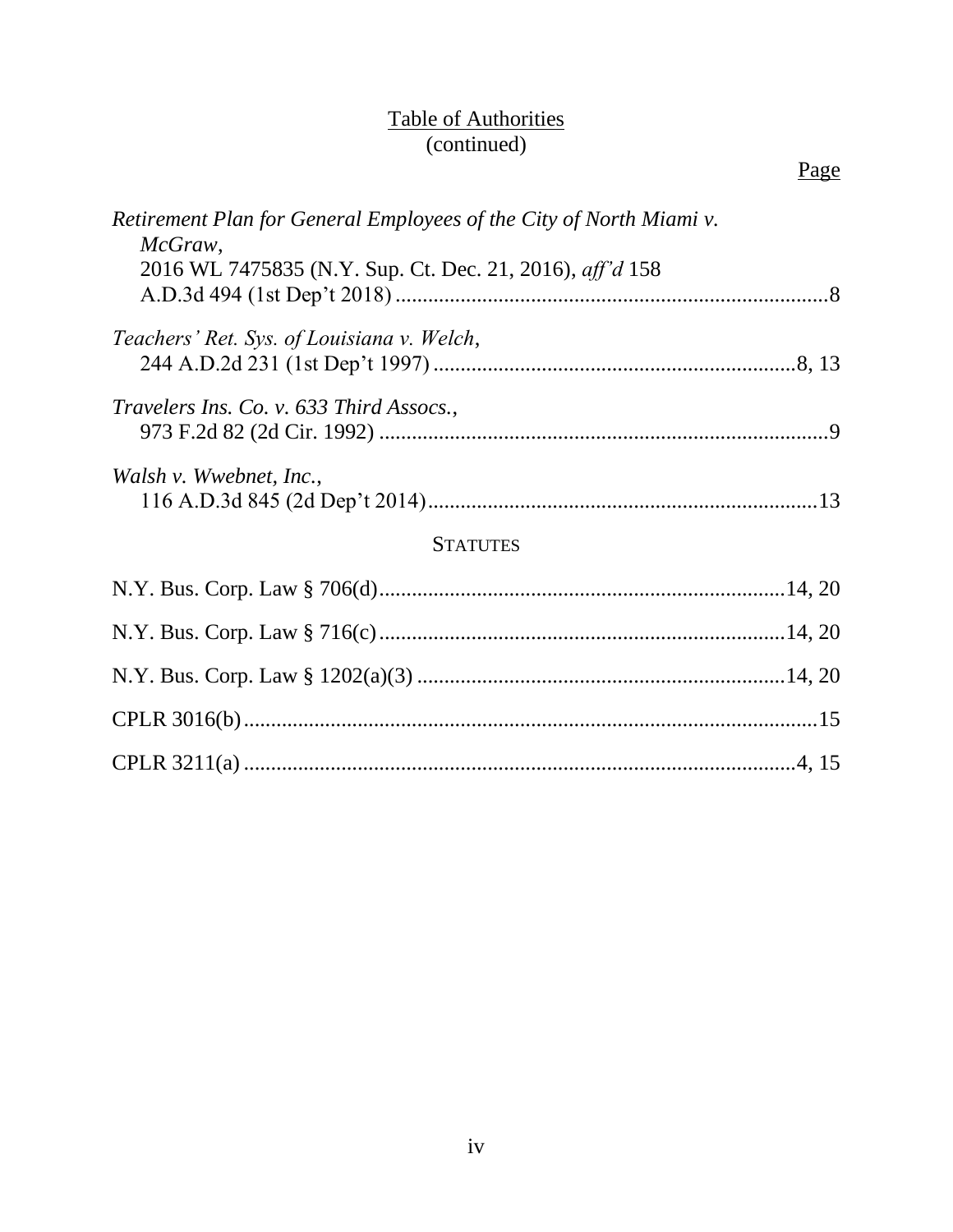# Table of Authorities
(continued)

Page

*Retirement Plan for General Employees of the City of North Miami v. McGraw*, 2016 WL 7475835 (N.Y. Sup. Ct. Dec. 21, 2016), *aff'd* 158 A.D.3d 494 (1st Dep't 2018) ....................................................................8

*Teachers' Ret. Sys. of Louisiana v. Welch*, 244 A.D.2d 231 (1st Dep't 1997) ....................................................................8, 13

*Travelers Ins. Co. v. 633 Third Assocs.*, 973 F.2d 82 (2d Cir. 1992) ....................................................................9

*Walsh v. Wwebnet, Inc.*, 116 A.D.3d 845 (2d Dep't 2014) ....................................................................13

## STATUTES

N.Y. Bus. Corp. Law § 706(d) ....................................................................14, 20

N.Y. Bus. Corp. Law § 716(c) ....................................................................14, 20

N.Y. Bus. Corp. Law § 1202(a)(3) ....................................................................14, 20

CPLR 3016(b) ....................................................................15

CPLR 3211(a) ....................................................................4, 15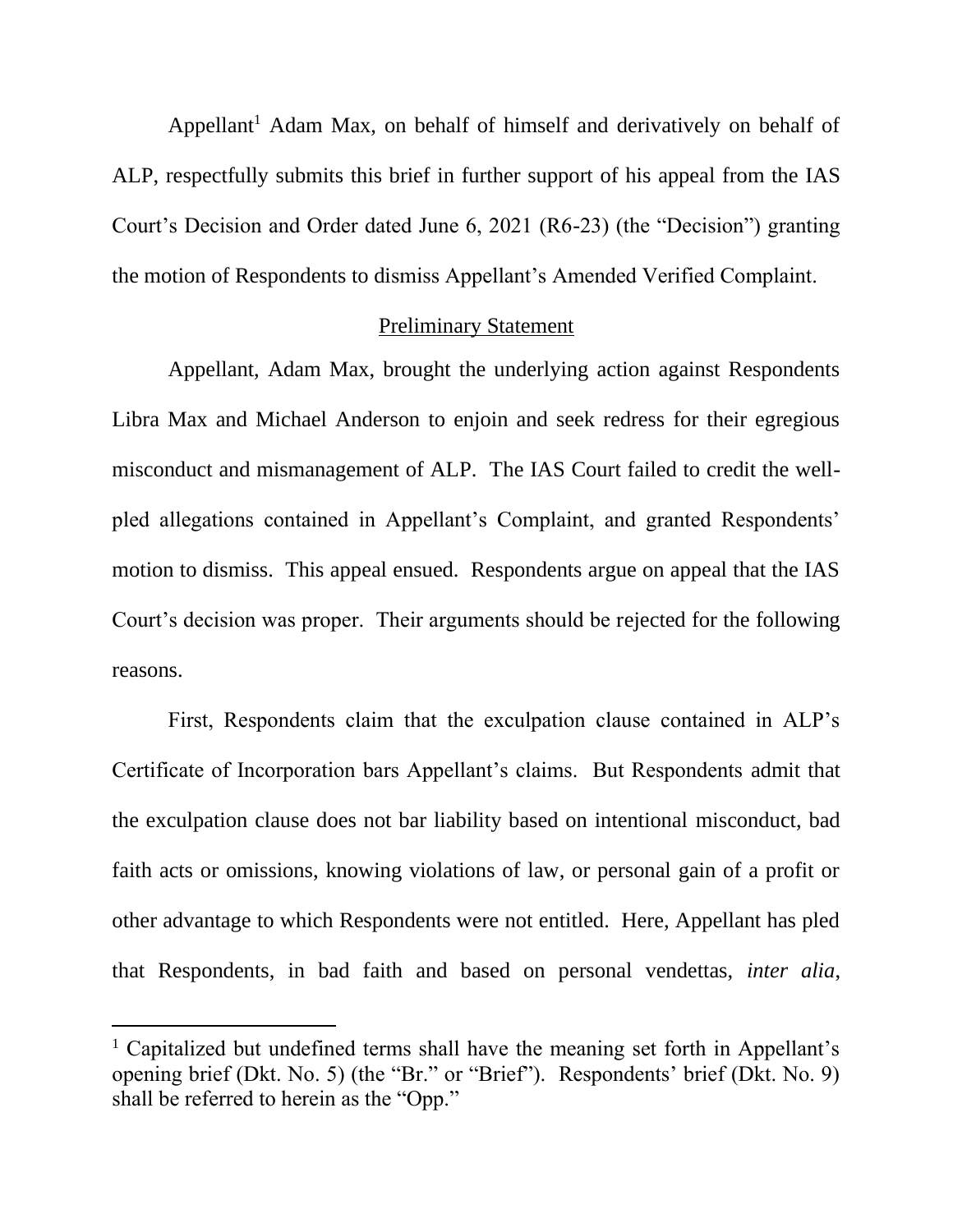Appellant[1] Adam Max, on behalf of himself and derivatively on behalf of ALP, respectfully submits this brief in further support of his appeal from the IAS Court's Decision and Order dated June 6, 2021 (R6-23) (the "Decision") granting the motion of Respondents to dismiss Appellant's Amended Verified Complaint.

## Preliminary Statement

Appellant, Adam Max, brought the underlying action against Respondents Libra Max and Michael Anderson to enjoin and seek redress for their egregious misconduct and mismanagement of ALP. The IAS Court failed to credit the well-pled allegations contained in Appellant's Complaint, and granted Respondents' motion to dismiss. This appeal ensued. Respondents argue on appeal that the IAS Court's decision was proper. Their arguments should be rejected for the following reasons.

First, Respondents claim that the exculpation clause contained in ALP's Certificate of Incorporation bars Appellant's claims. But Respondents admit that the exculpation clause does not bar liability based on intentional misconduct, bad faith acts or omissions, knowing violations of law, or personal gain of a profit or other advantage to which Respondents were not entitled. Here, Appellant has pled that Respondents, in bad faith and based on personal vendettas, *inter alia*,

---

[1] Capitalized but undefined terms shall have the meaning set forth in Appellant's opening brief (Dkt. No. 5) (the "Br." or "Brief"). Respondents' brief (Dkt. No. 9) shall be referred to herein as the "Opp."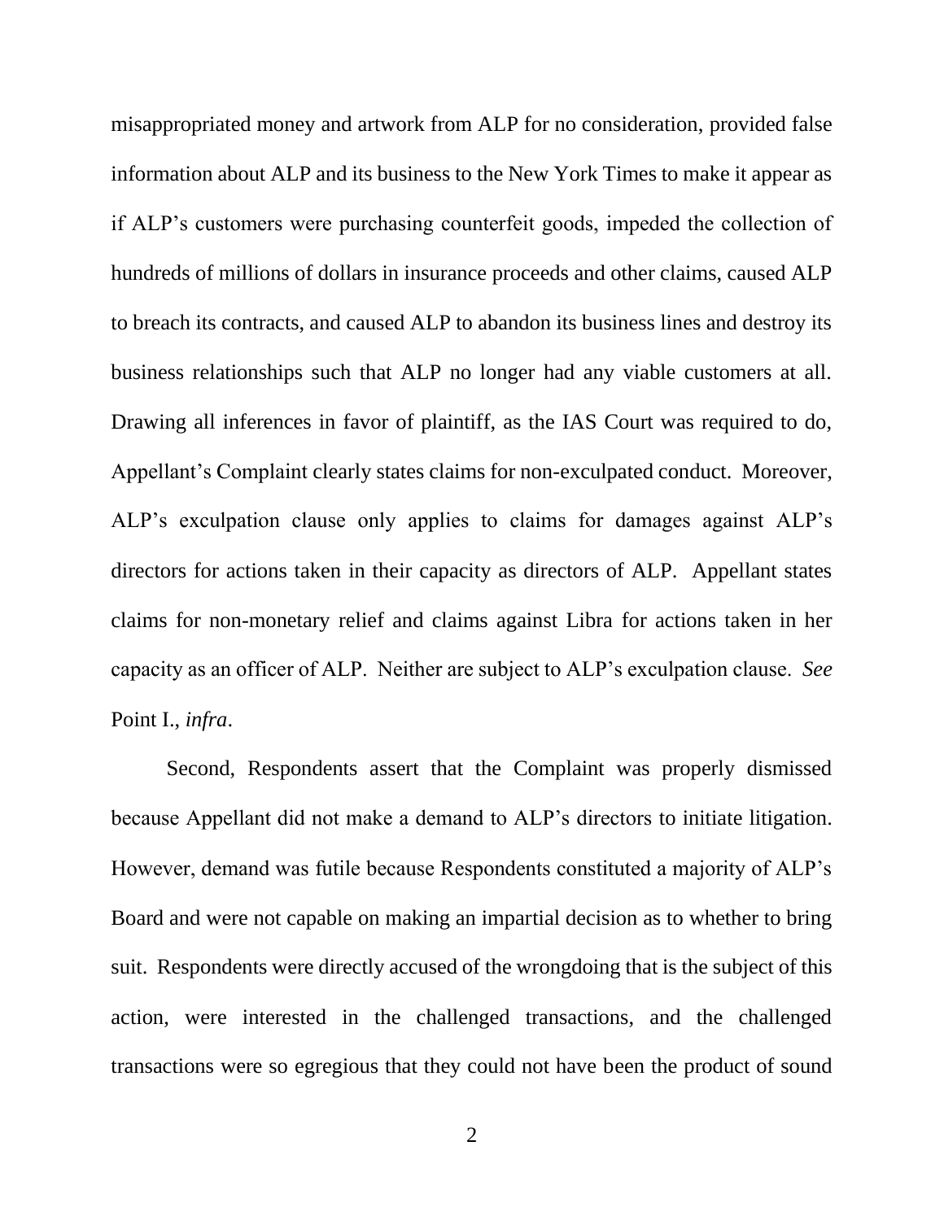misappropriated money and artwork from ALP for no consideration, provided false information about ALP and its business to the New York Times to make it appear as if ALP's customers were purchasing counterfeit goods, impeded the collection of hundreds of millions of dollars in insurance proceeds and other claims, caused ALP to breach its contracts, and caused ALP to abandon its business lines and destroy its business relationships such that ALP no longer had any viable customers at all. Drawing all inferences in favor of plaintiff, as the IAS Court was required to do, Appellant's Complaint clearly states claims for non-exculpated conduct. Moreover, ALP's exculpation clause only applies to claims for damages against ALP's directors for actions taken in their capacity as directors of ALP. Appellant states claims for non-monetary relief and claims against Libra for actions taken in her capacity as an officer of ALP. Neither are subject to ALP's exculpation clause. *See* Point I., *infra*.

Second, Respondents assert that the Complaint was properly dismissed because Appellant did not make a demand to ALP's directors to initiate litigation. However, demand was futile because Respondents constituted a majority of ALP's Board and were not capable on making an impartial decision as to whether to bring suit. Respondents were directly accused of the wrongdoing that is the subject of this action, were interested in the challenged transactions, and the challenged transactions were so egregious that they could not have been the product of sound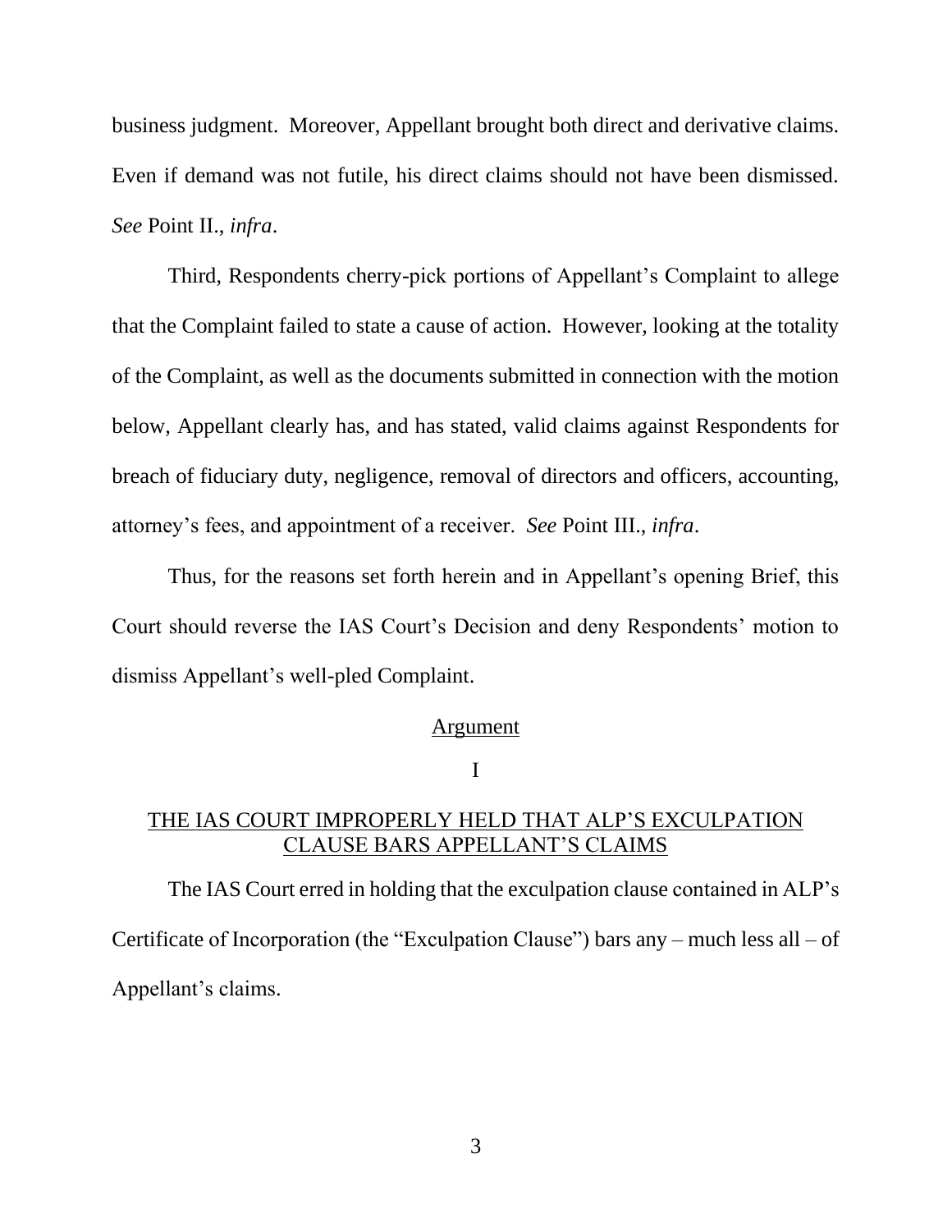business judgment. Moreover, Appellant brought both direct and derivative claims. Even if demand was not futile, his direct claims should not have been dismissed. *See* Point II., *infra*.

Third, Respondents cherry-pick portions of Appellant's Complaint to allege that the Complaint failed to state a cause of action. However, looking at the totality of the Complaint, as well as the documents submitted in connection with the motion below, Appellant clearly has, and has stated, valid claims against Respondents for breach of fiduciary duty, negligence, removal of directors and officers, accounting, attorney's fees, and appointment of a receiver. *See* Point III., *infra*.

Thus, for the reasons set forth herein and in Appellant's opening Brief, this Court should reverse the IAS Court's Decision and deny Respondents' motion to dismiss Appellant's well-pled Complaint.

## Argument

## I

## THE IAS COURT IMPROPERLY HELD THAT ALP'S EXCULPATION CLAUSE BARS APPELLANT'S CLAIMS

The IAS Court erred in holding that the exculpation clause contained in ALP's Certificate of Incorporation (the "Exculpation Clause") bars any – much less all – of Appellant's claims.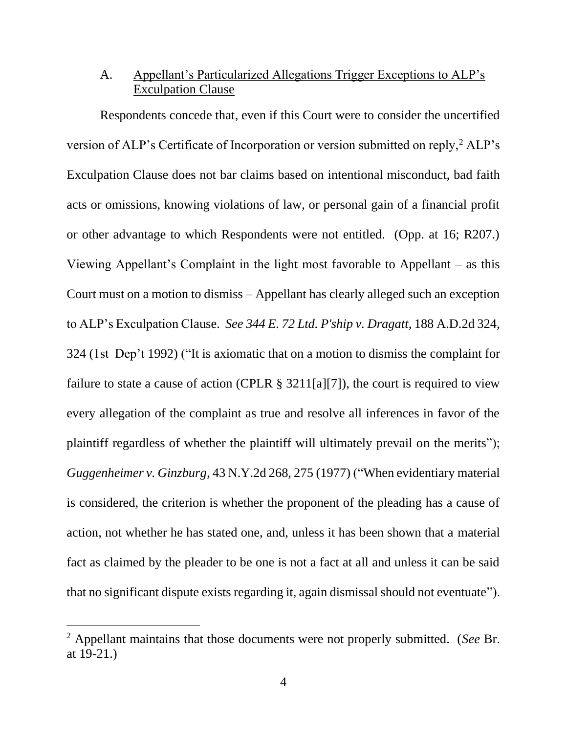### A. <u>Appellant's Particularized Allegations Trigger Exceptions to ALP's Exculpation Clause</u>

Respondents concede that, even if this Court were to consider the uncertified version of ALP's Certificate of Incorporation or version submitted on reply,[2] ALP's Exculpation Clause does not bar claims based on intentional misconduct, bad faith acts or omissions, knowing violations of law, or personal gain of a financial profit or other advantage to which Respondents were not entitled. (Opp. at 16; R207.) Viewing Appellant's Complaint in the light most favorable to Appellant – as this Court must on a motion to dismiss – Appellant has clearly alleged such an exception to ALP's Exculpation Clause. *See 344 E. 72 Ltd. P'ship v. Dragatt*, 188 A.D.2d 324, 324 (1st Dep't 1992) ("It is axiomatic that on a motion to dismiss the complaint for failure to state a cause of action (CPLR § 3211[a][7]), the court is required to view every allegation of the complaint as true and resolve all inferences in favor of the plaintiff regardless of whether the plaintiff will ultimately prevail on the merits"); *Guggenheimer v. Ginzburg*, 43 N.Y.2d 268, 275 (1977) ("When evidentiary material is considered, the criterion is whether the proponent of the pleading has a cause of action, not whether he has stated one, and, unless it has been shown that a material fact as claimed by the pleader to be one is not a fact at all and unless it can be said that no significant dispute exists regarding it, again dismissal should not eventuate").

---

[2] Appellant maintains that those documents were not properly submitted. (*See* Br. at 19-21.)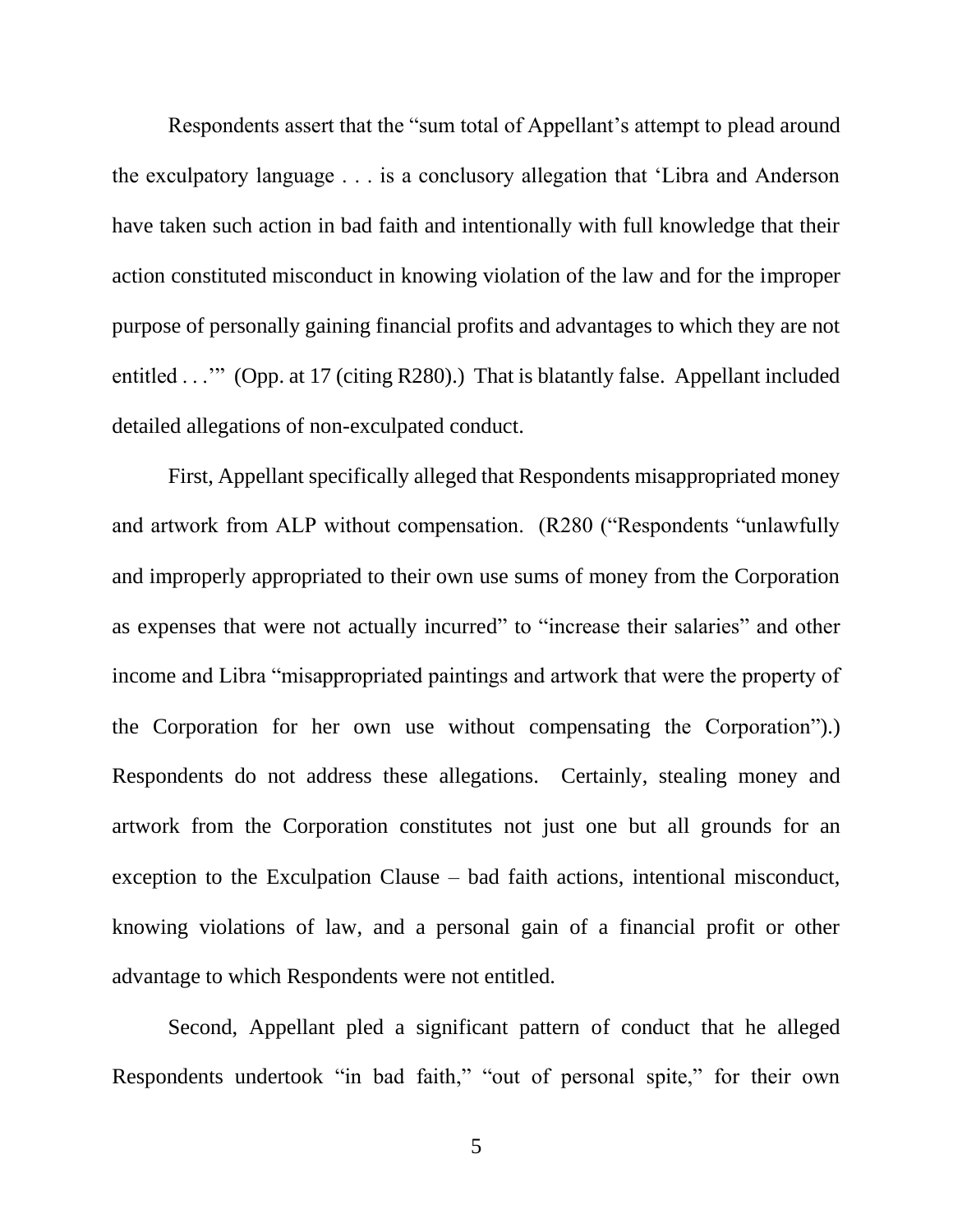Respondents assert that the "sum total of Appellant's attempt to plead around the exculpatory language . . . is a conclusory allegation that 'Libra and Anderson have taken such action in bad faith and intentionally with full knowledge that their action constituted misconduct in knowing violation of the law and for the improper purpose of personally gaining financial profits and advantages to which they are not entitled . . .'" (Opp. at 17 (citing R280).) That is blatantly false. Appellant included detailed allegations of non-exculpated conduct.

First, Appellant specifically alleged that Respondents misappropriated money and artwork from ALP without compensation. (R280 ("Respondents "unlawfully and improperly appropriated to their own use sums of money from the Corporation as expenses that were not actually incurred" to "increase their salaries" and other income and Libra "misappropriated paintings and artwork that were the property of the Corporation for her own use without compensating the Corporation").) Respondents do not address these allegations. Certainly, stealing money and artwork from the Corporation constitutes not just one but all grounds for an exception to the Exculpation Clause – bad faith actions, intentional misconduct, knowing violations of law, and a personal gain of a financial profit or other advantage to which Respondents were not entitled.

Second, Appellant pled a significant pattern of conduct that he alleged Respondents undertook "in bad faith," "out of personal spite," for their own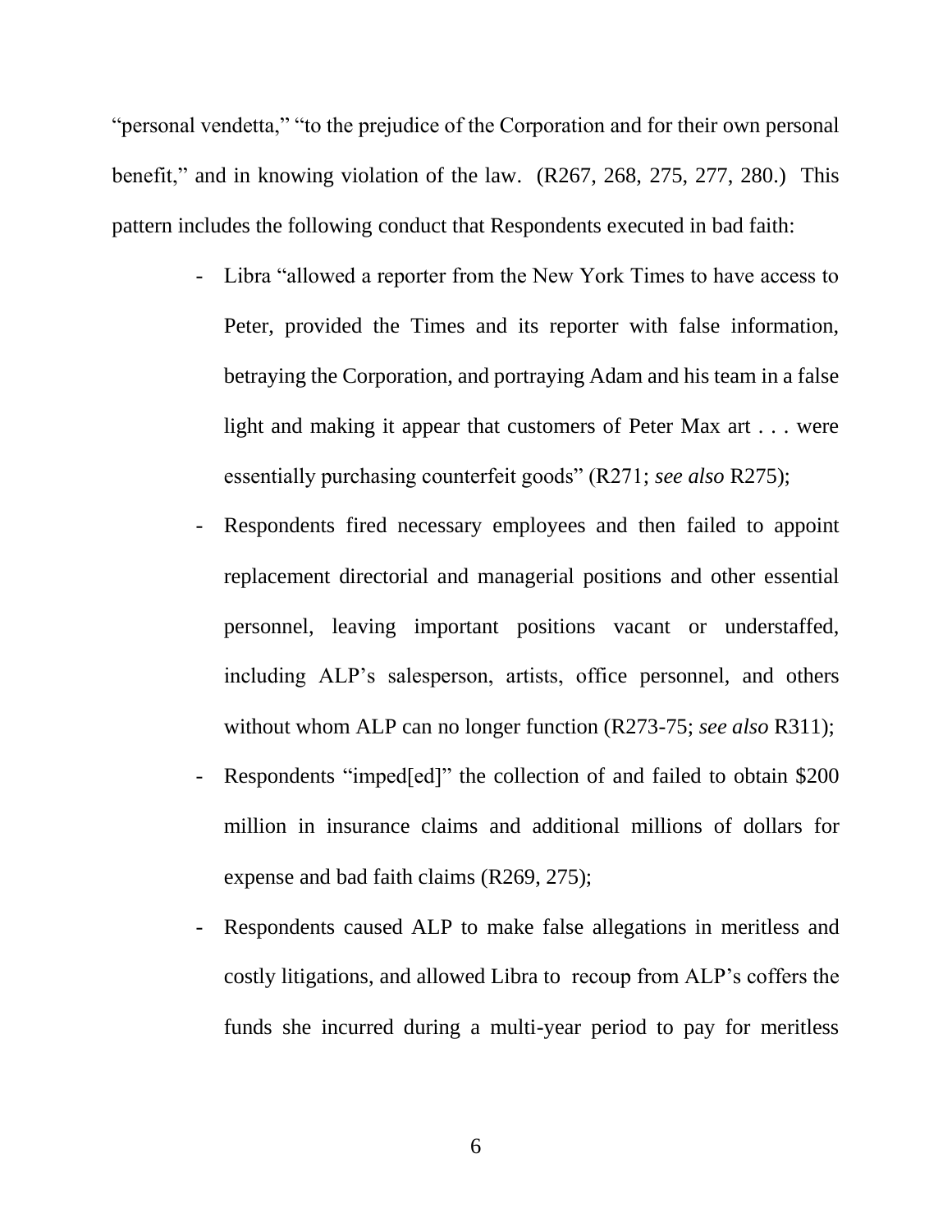"personal vendetta," "to the prejudice of the Corporation and for their own personal benefit," and in knowing violation of the law. (R267, 268, 275, 277, 280.) This pattern includes the following conduct that Respondents executed in bad faith:

- Libra "allowed a reporter from the New York Times to have access to Peter, provided the Times and its reporter with false information, betraying the Corporation, and portraying Adam and his team in a false light and making it appear that customers of Peter Max art . . . were essentially purchasing counterfeit goods" (R271; *see also* R275);
- Respondents fired necessary employees and then failed to appoint replacement directorial and managerial positions and other essential personnel, leaving important positions vacant or understaffed, including ALP's salesperson, artists, office personnel, and others without whom ALP can no longer function (R273-75; *see also* R311);
- Respondents "imped[ed]" the collection of and failed to obtain $200 million in insurance claims and additional millions of dollars for expense and bad faith claims (R269, 275);
- Respondents caused ALP to make false allegations in meritless and costly litigations, and allowed Libra to recoup from ALP's coffers the funds she incurred during a multi-year period to pay for meritless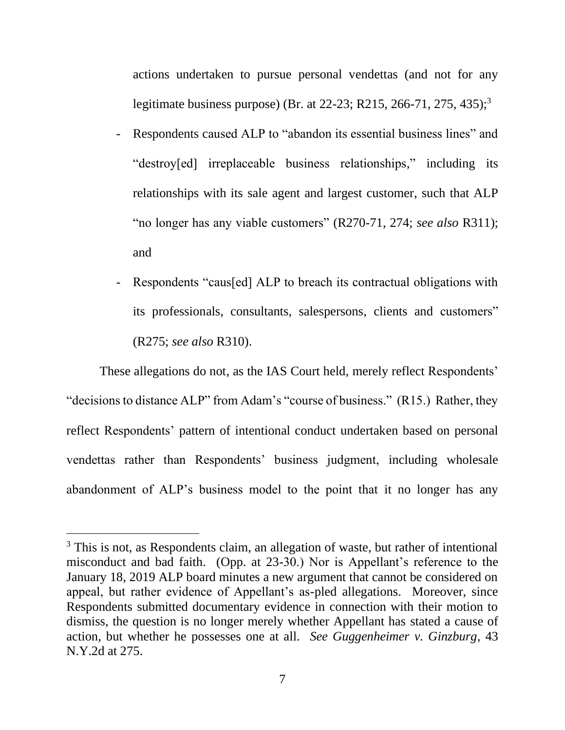actions undertaken to pursue personal vendettas (and not for any legitimate business purpose) (Br. at 22-23; R215, 266-71, 275, 435);[3]

- Respondents caused ALP to "abandon its essential business lines" and "destroy[ed] irreplaceable business relationships," including its relationships with its sale agent and largest customer, such that ALP "no longer has any viable customers" (R270-71, 274; *see also* R311); and
- Respondents "caus[ed] ALP to breach its contractual obligations with its professionals, consultants, salespersons, clients and customers" (R275; *see also* R310).

These allegations do not, as the IAS Court held, merely reflect Respondents' "decisions to distance ALP" from Adam's "course of business." (R15.) Rather, they reflect Respondents' pattern of intentional conduct undertaken based on personal vendettas rather than Respondents' business judgment, including wholesale abandonment of ALP's business model to the point that it no longer has any

---

[3] This is not, as Respondents claim, an allegation of waste, but rather of intentional misconduct and bad faith. (Opp. at 23-30.) Nor is Appellant's reference to the January 18, 2019 ALP board minutes a new argument that cannot be considered on appeal, but rather evidence of Appellant's as-pled allegations. Moreover, since Respondents submitted documentary evidence in connection with their motion to dismiss, the question is no longer merely whether Appellant has stated a cause of action, but whether he possesses one at all. *See Guggenheimer v. Ginzburg*, 43 N.Y.2d at 275.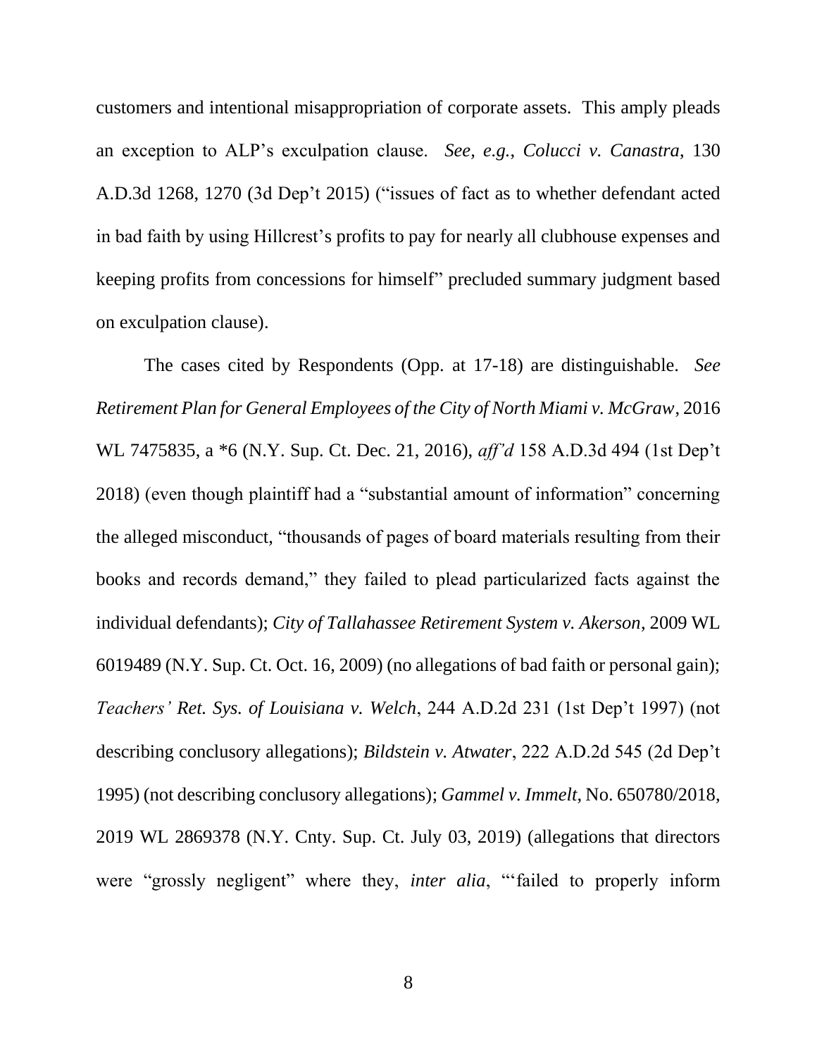customers and intentional misappropriation of corporate assets. This amply pleads an exception to ALP's exculpation clause. *See, e.g.*, *Colucci v. Canastra*, 130 A.D.3d 1268, 1270 (3d Dep't 2015) ("issues of fact as to whether defendant acted in bad faith by using Hillcrest's profits to pay for nearly all clubhouse expenses and keeping profits from concessions for himself" precluded summary judgment based on exculpation clause).

The cases cited by Respondents (Opp. at 17-18) are distinguishable. *See Retirement Plan for General Employees of the City of North Miami v. McGraw*, 2016 WL 7475835, a *6 (N.Y. Sup. Ct. Dec. 21, 2016), *aff'd* 158 A.D.3d 494 (1st Dep't 2018) (even though plaintiff had a "substantial amount of information" concerning the alleged misconduct, "thousands of pages of board materials resulting from their books and records demand," they failed to plead particularized facts against the individual defendants); *City of Tallahassee Retirement System v. Akerson*, 2009 WL 6019489 (N.Y. Sup. Ct. Oct. 16, 2009) (no allegations of bad faith or personal gain); *Teachers' Ret. Sys. of Louisiana v. Welch*, 244 A.D.2d 231 (1st Dep't 1997) (not describing conclusory allegations); *Bildstein v. Atwater*, 222 A.D.2d 545 (2d Dep't 1995) (not describing conclusory allegations); *Gammel v. Immelt*, No. 650780/2018, 2019 WL 2869378 (N.Y. Cnty. Sup. Ct. July 03, 2019) (allegations that directors were "grossly negligent" where they, *inter alia*, "'failed to properly inform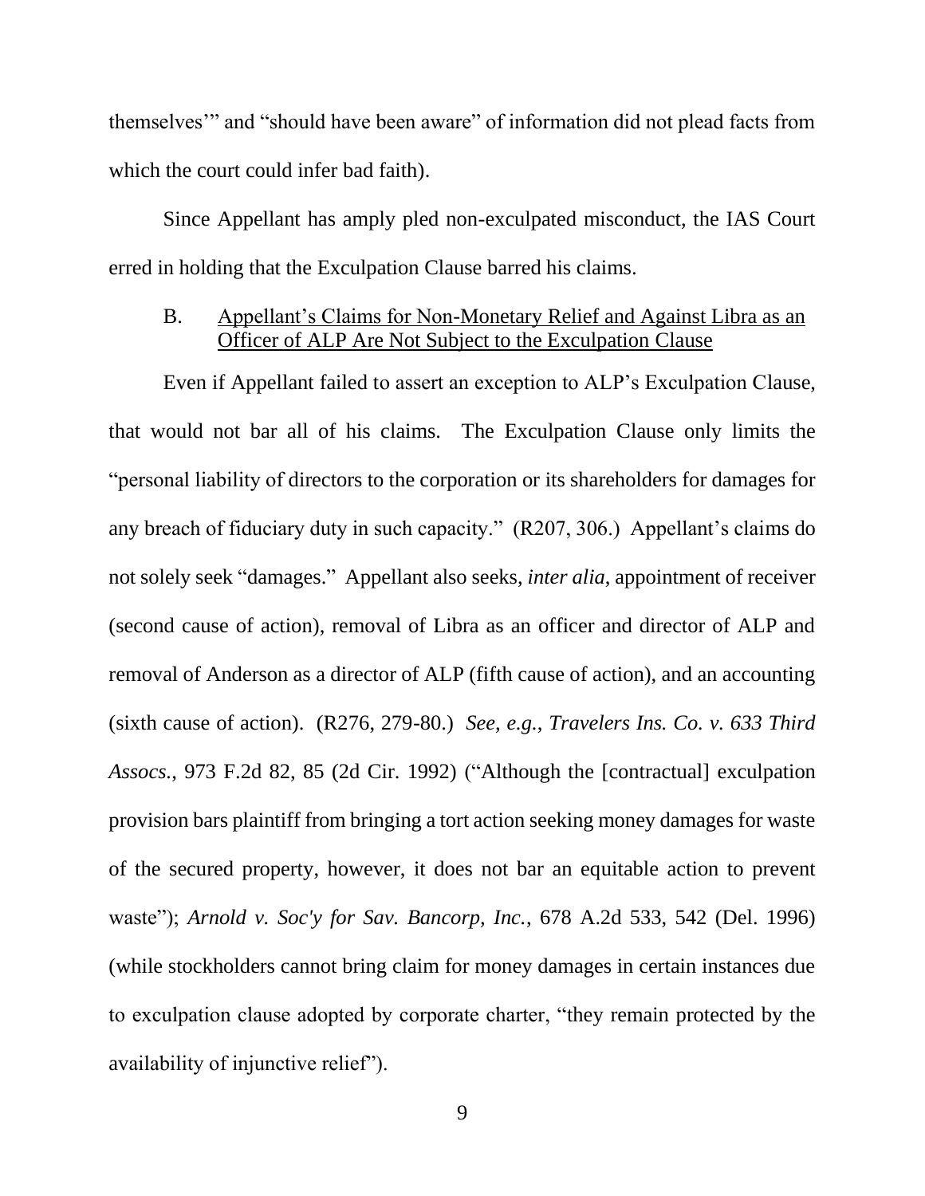themselves'" and "should have been aware" of information did not plead facts from which the court could infer bad faith).

Since Appellant has amply pled non-exculpated misconduct, the IAS Court erred in holding that the Exculpation Clause barred his claims.

### B. Appellant's Claims for Non-Monetary Relief and Against Libra as an Officer of ALP Are Not Subject to the Exculpation Clause

Even if Appellant failed to assert an exception to ALP's Exculpation Clause, that would not bar all of his claims. The Exculpation Clause only limits the "personal liability of directors to the corporation or its shareholders for damages for any breach of fiduciary duty in such capacity." (R207, 306.) Appellant's claims do not solely seek "damages." Appellant also seeks, *inter alia*, appointment of receiver (second cause of action), removal of Libra as an officer and director of ALP and removal of Anderson as a director of ALP (fifth cause of action), and an accounting (sixth cause of action). (R276, 279-80.) *See, e.g.*, *Travelers Ins. Co. v. 633 Third Assocs.*, 973 F.2d 82, 85 (2d Cir. 1992) ("Although the [contractual] exculpation provision bars plaintiff from bringing a tort action seeking money damages for waste of the secured property, however, it does not bar an equitable action to prevent waste"); *Arnold v. Soc'y for Sav. Bancorp, Inc.*, 678 A.2d 533, 542 (Del. 1996) (while stockholders cannot bring claim for money damages in certain instances due to exculpation clause adopted by corporate charter, "they remain protected by the availability of injunctive relief").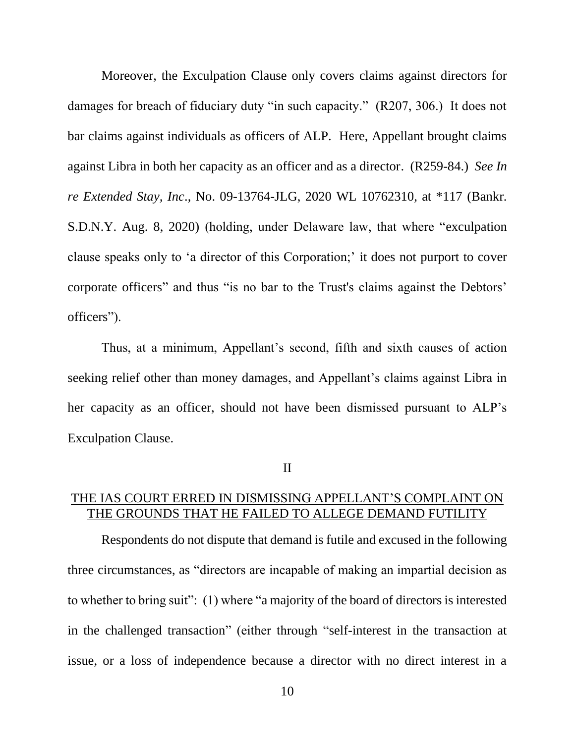Moreover, the Exculpation Clause only covers claims against directors for damages for breach of fiduciary duty "in such capacity." (R207, 306.) It does not bar claims against individuals as officers of ALP. Here, Appellant brought claims against Libra in both her capacity as an officer and as a director. (R259-84.) *See In re Extended Stay, Inc*., No. 09-13764-JLG, 2020 WL 10762310, at *117 (Bankr. S.D.N.Y. Aug. 8, 2020) (holding, under Delaware law, that where "exculpation clause speaks only to 'a director of this Corporation;' it does not purport to cover corporate officers" and thus "is no bar to the Trust's claims against the Debtors' officers").

Thus, at a minimum, Appellant's second, fifth and sixth causes of action seeking relief other than money damages, and Appellant's claims against Libra in her capacity as an officer, should not have been dismissed pursuant to ALP's Exculpation Clause.

## II

## THE IAS COURT ERRED IN DISMISSING APPELLANT'S COMPLAINT ON THE GROUNDS THAT HE FAILED TO ALLEGE DEMAND FUTILITY

Respondents do not dispute that demand is futile and excused in the following three circumstances, as "directors are incapable of making an impartial decision as to whether to bring suit": (1) where "a majority of the board of directors is interested in the challenged transaction" (either through "self-interest in the transaction at issue, or a loss of independence because a director with no direct interest in a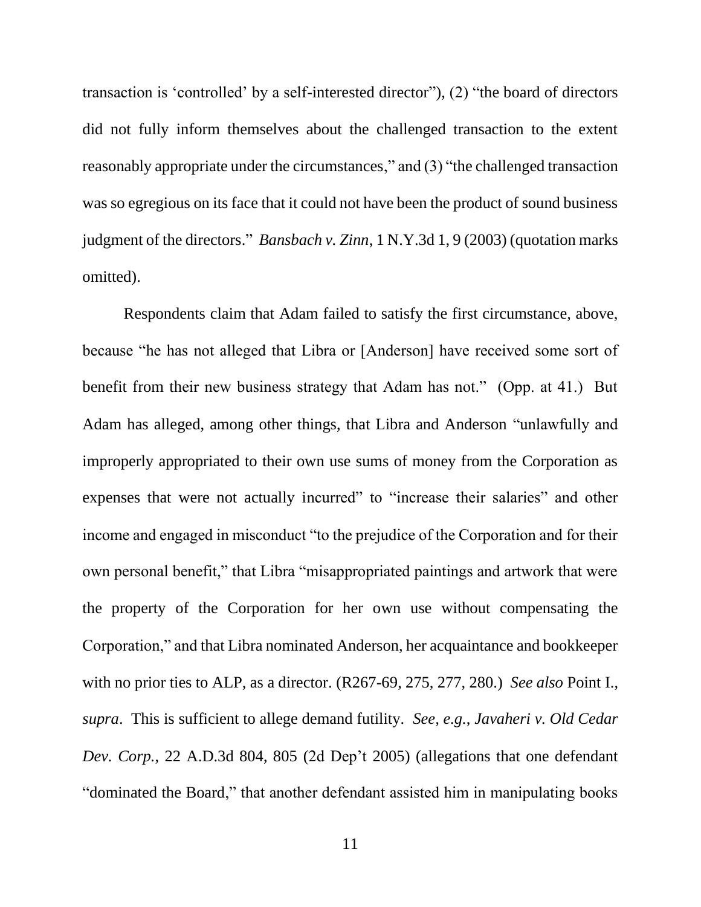transaction is 'controlled' by a self-interested director"), (2) "the board of directors did not fully inform themselves about the challenged transaction to the extent reasonably appropriate under the circumstances," and (3) "the challenged transaction was so egregious on its face that it could not have been the product of sound business judgment of the directors." *Bansbach v. Zinn*, 1 N.Y.3d 1, 9 (2003) (quotation marks omitted).

Respondents claim that Adam failed to satisfy the first circumstance, above, because "he has not alleged that Libra or [Anderson] have received some sort of benefit from their new business strategy that Adam has not." (Opp. at 41.) But Adam has alleged, among other things, that Libra and Anderson "unlawfully and improperly appropriated to their own use sums of money from the Corporation as expenses that were not actually incurred" to "increase their salaries" and other income and engaged in misconduct "to the prejudice of the Corporation and for their own personal benefit," that Libra "misappropriated paintings and artwork that were the property of the Corporation for her own use without compensating the Corporation," and that Libra nominated Anderson, her acquaintance and bookkeeper with no prior ties to ALP, as a director. (R267-69, 275, 277, 280.) *See also* Point I., *supra*. This is sufficient to allege demand futility. *See, e.g.*, *Javaheri v. Old Cedar Dev. Corp.*, 22 A.D.3d 804, 805 (2d Dep't 2005) (allegations that one defendant "dominated the Board," that another defendant assisted him in manipulating books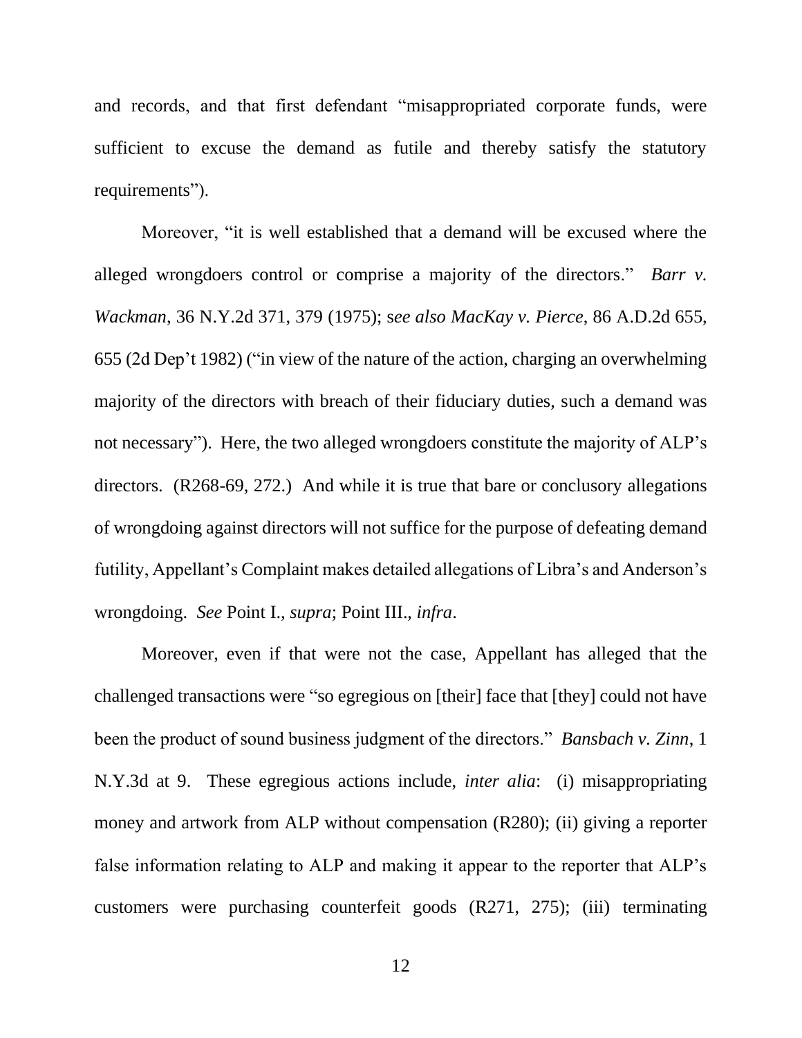and records, and that first defendant "misappropriated corporate funds, were sufficient to excuse the demand as futile and thereby satisfy the statutory requirements").

Moreover, "it is well established that a demand will be excused where the alleged wrongdoers control or comprise a majority of the directors." *Barr v. Wackman*, 36 N.Y.2d 371, 379 (1975); s*ee also MacKay v. Pierce*, 86 A.D.2d 655, 655 (2d Dep't 1982) ("in view of the nature of the action, charging an overwhelming majority of the directors with breach of their fiduciary duties, such a demand was not necessary"). Here, the two alleged wrongdoers constitute the majority of ALP's directors. (R268-69, 272.) And while it is true that bare or conclusory allegations of wrongdoing against directors will not suffice for the purpose of defeating demand futility, Appellant's Complaint makes detailed allegations of Libra's and Anderson's wrongdoing. *See* Point I., *supra*; Point III., *infra*.

Moreover, even if that were not the case, Appellant has alleged that the challenged transactions were "so egregious on [their] face that [they] could not have been the product of sound business judgment of the directors." *Bansbach v. Zinn*, 1 N.Y.3d at 9. These egregious actions include, *inter alia*: (i) misappropriating money and artwork from ALP without compensation (R280); (ii) giving a reporter false information relating to ALP and making it appear to the reporter that ALP's customers were purchasing counterfeit goods (R271, 275); (iii) terminating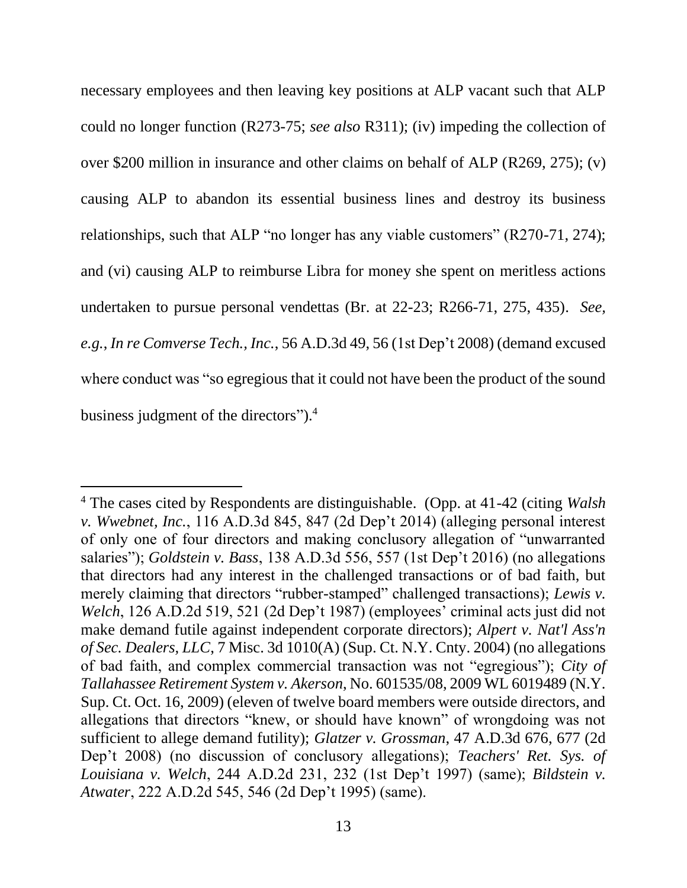necessary employees and then leaving key positions at ALP vacant such that ALP could no longer function (R273-75; *see also* R311); (iv) impeding the collection of over $200 million in insurance and other claims on behalf of ALP (R269, 275); (v) causing ALP to abandon its essential business lines and destroy its business relationships, such that ALP "no longer has any viable customers" (R270-71, 274); and (vi) causing ALP to reimburse Libra for money she spent on meritless actions undertaken to pursue personal vendettas (Br. at 22-23; R266-71, 275, 435). *See, e.g.*, *In re Comverse Tech., Inc.*, 56 A.D.3d 49, 56 (1st Dep't 2008) (demand excused where conduct was "so egregious that it could not have been the product of the sound business judgment of the directors").[4]

---

[4] The cases cited by Respondents are distinguishable. (Opp. at 41-42 (citing *Walsh v. Wwebnet, Inc.*, 116 A.D.3d 845, 847 (2d Dep't 2014) (alleging personal interest of only one of four directors and making conclusory allegation of "unwarranted salaries"); *Goldstein v. Bass*, 138 A.D.3d 556, 557 (1st Dep't 2016) (no allegations that directors had any interest in the challenged transactions or of bad faith, but merely claiming that directors "rubber-stamped" challenged transactions); *Lewis v. Welch*, 126 A.D.2d 519, 521 (2d Dep't 1987) (employees' criminal acts just did not make demand futile against independent corporate directors); *Alpert v. Nat'l Ass'n of Sec. Dealers, LLC*, 7 Misc. 3d 1010(A) (Sup. Ct. N.Y. Cnty. 2004) (no allegations of bad faith, and complex commercial transaction was not "egregious"); *City of Tallahassee Retirement System v. Akerson*, No. 601535/08, 2009 WL 6019489 (N.Y. Sup. Ct. Oct. 16, 2009) (eleven of twelve board members were outside directors, and allegations that directors "knew, or should have known" of wrongdoing was not sufficient to allege demand futility); *Glatzer v. Grossman*, 47 A.D.3d 676, 677 (2d Dep't 2008) (no discussion of conclusory allegations); *Teachers' Ret. Sys. of Louisiana v. Welch*, 244 A.D.2d 231, 232 (1st Dep't 1997) (same); *Bildstein v. Atwater*, 222 A.D.2d 545, 546 (2d Dep't 1995) (same).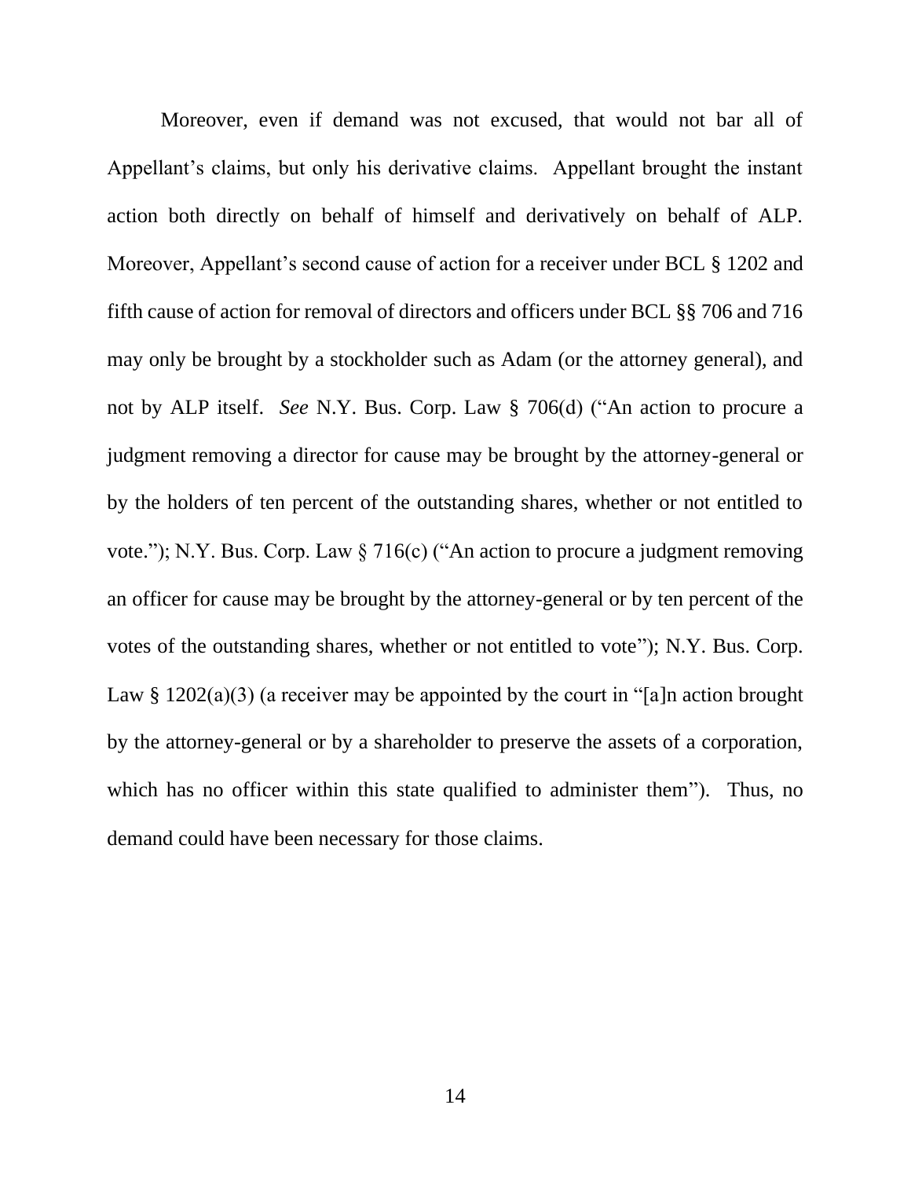Moreover, even if demand was not excused, that would not bar all of Appellant's claims, but only his derivative claims. Appellant brought the instant action both directly on behalf of himself and derivatively on behalf of ALP. Moreover, Appellant's second cause of action for a receiver under BCL § 1202 and fifth cause of action for removal of directors and officers under BCL §§ 706 and 716 may only be brought by a stockholder such as Adam (or the attorney general), and not by ALP itself. *See* N.Y. Bus. Corp. Law § 706(d) ("An action to procure a judgment removing a director for cause may be brought by the attorney-general or by the holders of ten percent of the outstanding shares, whether or not entitled to vote."); N.Y. Bus. Corp. Law § 716(c) ("An action to procure a judgment removing an officer for cause may be brought by the attorney-general or by ten percent of the votes of the outstanding shares, whether or not entitled to vote"); N.Y. Bus. Corp. Law § 1202(a)(3) (a receiver may be appointed by the court in "[a]n action brought by the attorney-general or by a shareholder to preserve the assets of a corporation, which has no officer within this state qualified to administer them"). Thus, no demand could have been necessary for those claims.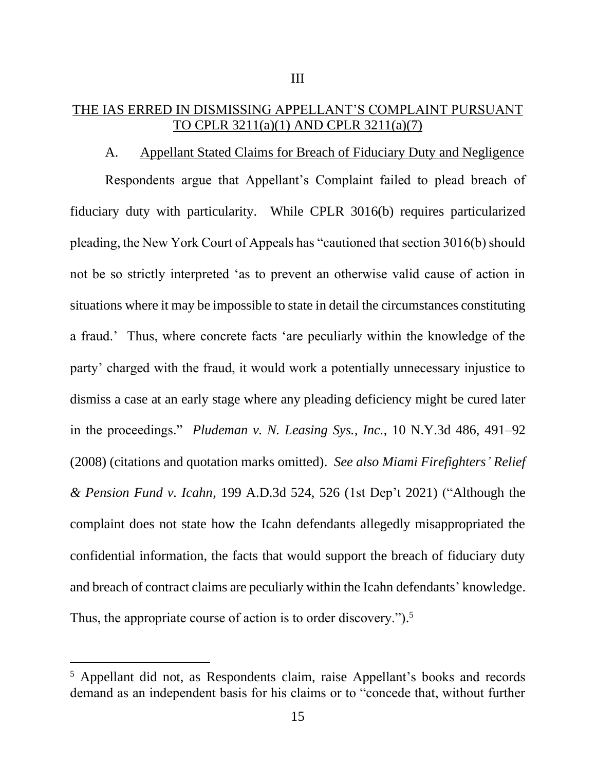III

THE IAS ERRED IN DISMISSING APPELLANT'S COMPLAINT PURSUANT TO CPLR 3211(a)(1) AND CPLR 3211(a)(7)

A. Appellant Stated Claims for Breach of Fiduciary Duty and Negligence

Respondents argue that Appellant's Complaint failed to plead breach of fiduciary duty with particularity. While CPLR 3016(b) requires particularized pleading, the New York Court of Appeals has "cautioned that section 3016(b) should not be so strictly interpreted 'as to prevent an otherwise valid cause of action in situations where it may be impossible to state in detail the circumstances constituting a fraud.' Thus, where concrete facts 'are peculiarly within the knowledge of the party' charged with the fraud, it would work a potentially unnecessary injustice to dismiss a case at an early stage where any pleading deficiency might be cured later in the proceedings." *Pludeman v. N. Leasing Sys., Inc.*, 10 N.Y.3d 486, 491–92 (2008) (citations and quotation marks omitted). *See also Miami Firefighters' Relief & Pension Fund v. Icahn*, 199 A.D.3d 524, 526 (1st Dep't 2021) ("Although the complaint does not state how the Icahn defendants allegedly misappropriated the confidential information, the facts that would support the breach of fiduciary duty and breach of contract claims are peculiarly within the Icahn defendants' knowledge. Thus, the appropriate course of action is to order discovery.").[5]

[5] Appellant did not, as Respondents claim, raise Appellant's books and records demand as an independent basis for his claims or to "concede that, without further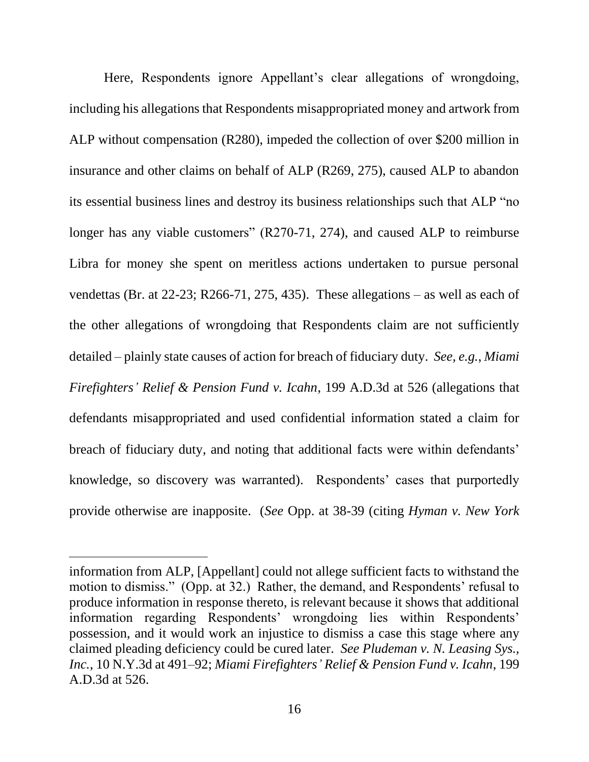Here, Respondents ignore Appellant's clear allegations of wrongdoing, including his allegations that Respondents misappropriated money and artwork from ALP without compensation (R280), impeded the collection of over $200 million in insurance and other claims on behalf of ALP (R269, 275), caused ALP to abandon its essential business lines and destroy its business relationships such that ALP "no longer has any viable customers" (R270-71, 274), and caused ALP to reimburse Libra for money she spent on meritless actions undertaken to pursue personal vendettas (Br. at 22-23; R266-71, 275, 435). These allegations – as well as each of the other allegations of wrongdoing that Respondents claim are not sufficiently detailed – plainly state causes of action for breach of fiduciary duty. *See, e.g.*, *Miami Firefighters' Relief & Pension Fund v. Icahn*, 199 A.D.3d at 526 (allegations that defendants misappropriated and used confidential information stated a claim for breach of fiduciary duty, and noting that additional facts were within defendants' knowledge, so discovery was warranted). Respondents' cases that purportedly provide otherwise are inapposite. (*See* Opp. at 38-39 (citing *Hyman v. New York*

---

information from ALP, [Appellant] could not allege sufficient facts to withstand the motion to dismiss." (Opp. at 32.) Rather, the demand, and Respondents' refusal to produce information in response thereto, is relevant because it shows that additional information regarding Respondents' wrongdoing lies within Respondents' possession, and it would work an injustice to dismiss a case this stage where any claimed pleading deficiency could be cured later. *See Pludeman v. N. Leasing Sys., Inc.*, 10 N.Y.3d at 491–92; *Miami Firefighters' Relief & Pension Fund v. Icahn*, 199 A.D.3d at 526.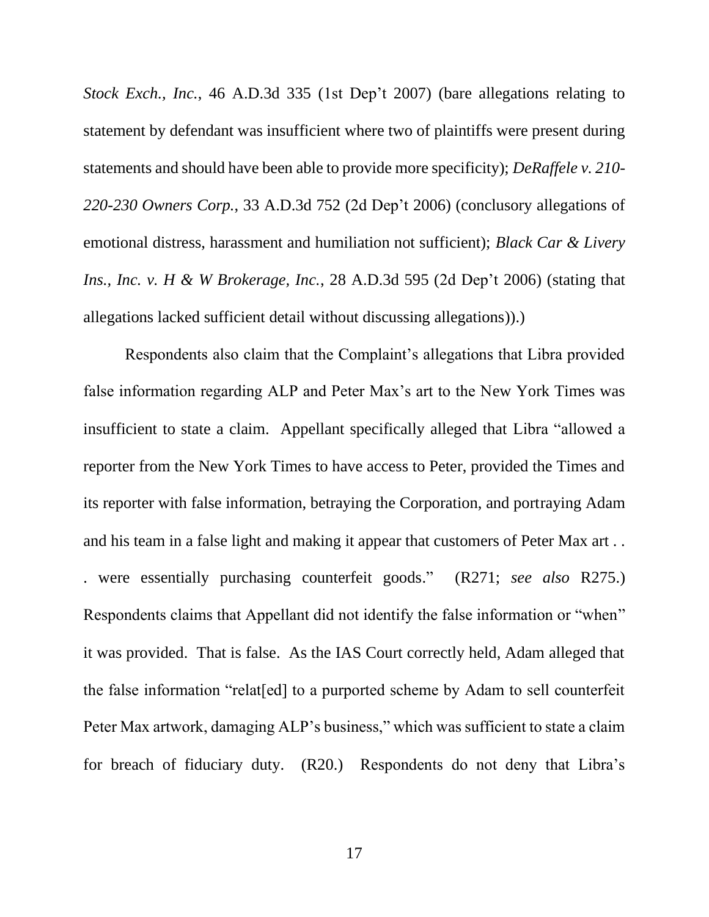*Stock Exch., Inc.*, 46 A.D.3d 335 (1st Dep't 2007) (bare allegations relating to statement by defendant was insufficient where two of plaintiffs were present during statements and should have been able to provide more specificity); *DeRaffele v. 210-220-230 Owners Corp.*, 33 A.D.3d 752 (2d Dep't 2006) (conclusory allegations of emotional distress, harassment and humiliation not sufficient); *Black Car & Livery Ins., Inc. v. H & W Brokerage, Inc.*, 28 A.D.3d 595 (2d Dep't 2006) (stating that allegations lacked sufficient detail without discussing allegations)).)

Respondents also claim that the Complaint's allegations that Libra provided false information regarding ALP and Peter Max's art to the New York Times was insufficient to state a claim. Appellant specifically alleged that Libra "allowed a reporter from the New York Times to have access to Peter, provided the Times and its reporter with false information, betraying the Corporation, and portraying Adam and his team in a false light and making it appear that customers of Peter Max art . . . were essentially purchasing counterfeit goods." (R271; *see also* R275.) Respondents claims that Appellant did not identify the false information or "when" it was provided. That is false. As the IAS Court correctly held, Adam alleged that the false information "relat[ed] to a purported scheme by Adam to sell counterfeit Peter Max artwork, damaging ALP's business," which was sufficient to state a claim for breach of fiduciary duty. (R20.) Respondents do not deny that Libra's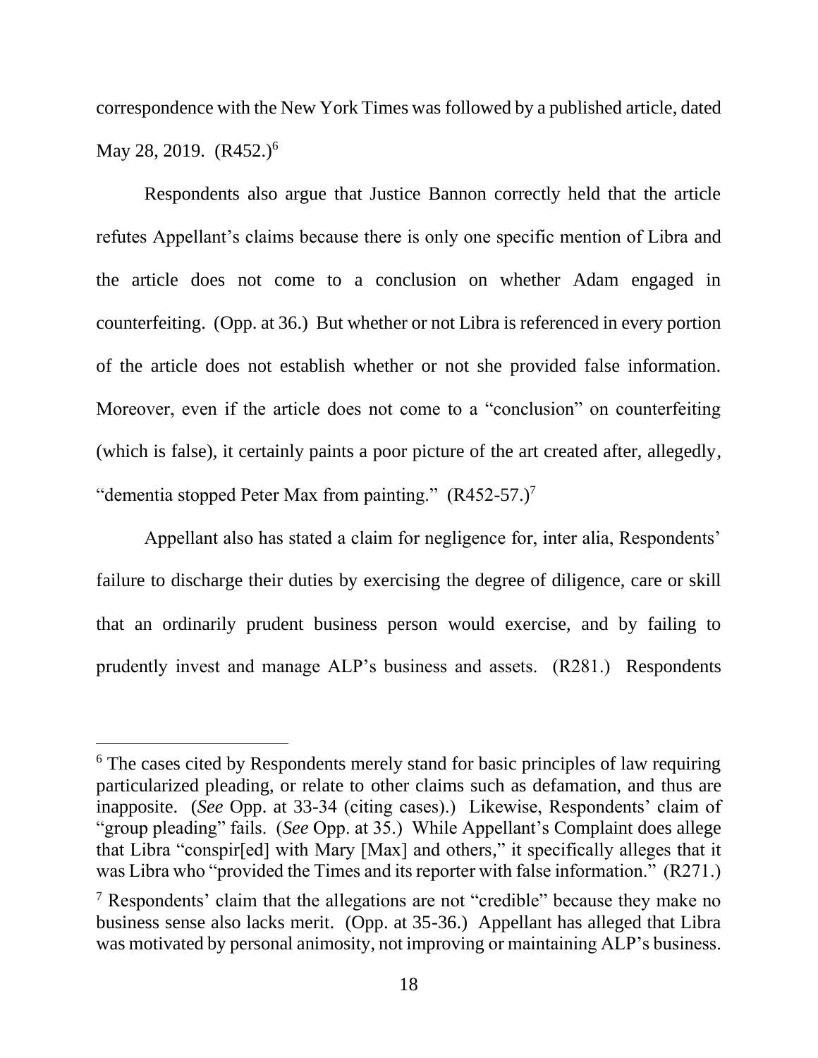correspondence with the New York Times was followed by a published article, dated May 28, 2019. (R452.)[6]

Respondents also argue that Justice Bannon correctly held that the article refutes Appellant's claims because there is only one specific mention of Libra and the article does not come to a conclusion on whether Adam engaged in counterfeiting. (Opp. at 36.) But whether or not Libra is referenced in every portion of the article does not establish whether or not she provided false information. Moreover, even if the article does not come to a "conclusion" on counterfeiting (which is false), it certainly paints a poor picture of the art created after, allegedly, "dementia stopped Peter Max from painting." (R452-57.)[7]

Appellant also has stated a claim for negligence for, inter alia, Respondents' failure to discharge their duties by exercising the degree of diligence, care or skill that an ordinarily prudent business person would exercise, and by failing to prudently invest and manage ALP's business and assets. (R281.) Respondents

---

[6] The cases cited by Respondents merely stand for basic principles of law requiring particularized pleading, or relate to other claims such as defamation, and thus are inapposite. (*See* Opp. at 33-34 (citing cases).) Likewise, Respondents' claim of "group pleading" fails. (*See* Opp. at 35.) While Appellant's Complaint does allege that Libra "conspir[ed] with Mary [Max] and others," it specifically alleges that it was Libra who "provided the Times and its reporter with false information." (R271.)

[7] Respondents' claim that the allegations are not "credible" because they make no business sense also lacks merit. (Opp. at 35-36.) Appellant has alleged that Libra was motivated by personal animosity, not improving or maintaining ALP's business.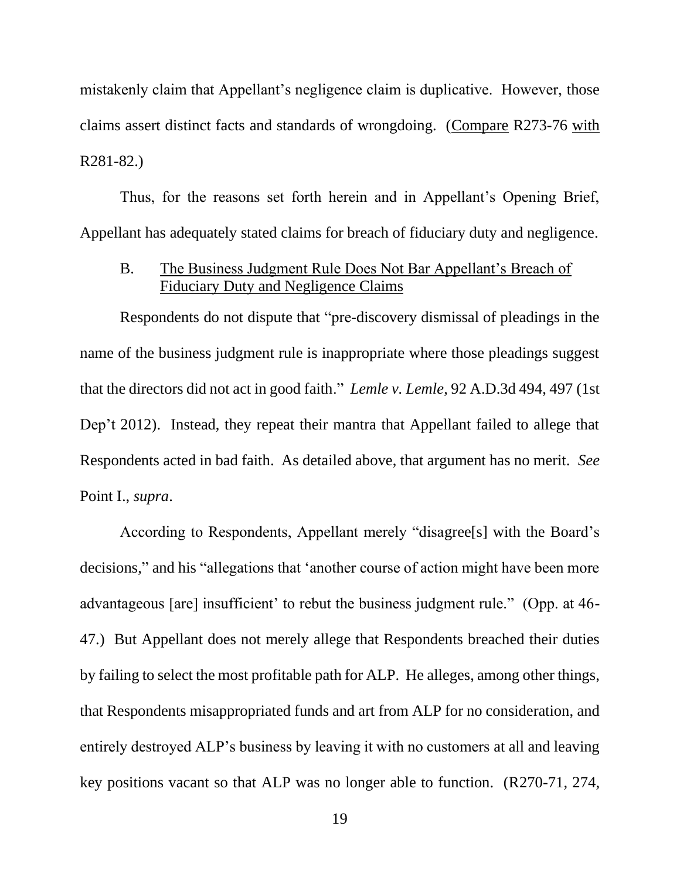mistakenly claim that Appellant's negligence claim is duplicative. However, those claims assert distinct facts and standards of wrongdoing. (Compare R273-76 with R281-82.)

Thus, for the reasons set forth herein and in Appellant's Opening Brief, Appellant has adequately stated claims for breach of fiduciary duty and negligence.

### B. The Business Judgment Rule Does Not Bar Appellant's Breach of Fiduciary Duty and Negligence Claims

Respondents do not dispute that "pre-discovery dismissal of pleadings in the name of the business judgment rule is inappropriate where those pleadings suggest that the directors did not act in good faith." *Lemle v. Lemle*, 92 A.D.3d 494, 497 (1st Dep't 2012). Instead, they repeat their mantra that Appellant failed to allege that Respondents acted in bad faith. As detailed above, that argument has no merit. *See* Point I., *supra*.

According to Respondents, Appellant merely "disagree[s] with the Board's decisions," and his "allegations that 'another course of action might have been more advantageous [are] insufficient' to rebut the business judgment rule." (Opp. at 46-47.) But Appellant does not merely allege that Respondents breached their duties by failing to select the most profitable path for ALP. He alleges, among other things, that Respondents misappropriated funds and art from ALP for no consideration, and entirely destroyed ALP's business by leaving it with no customers at all and leaving key positions vacant so that ALP was no longer able to function. (R270-71, 274,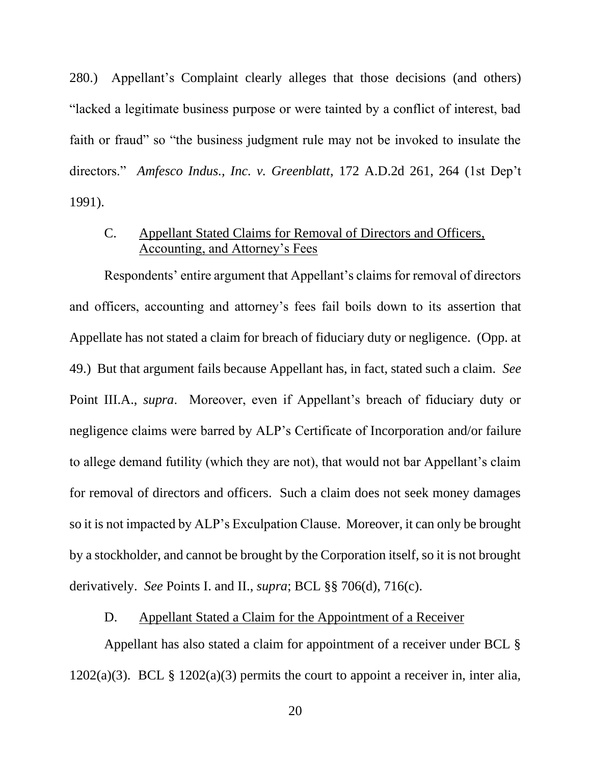280.) Appellant's Complaint clearly alleges that those decisions (and others) "lacked a legitimate business purpose or were tainted by a conflict of interest, bad faith or fraud" so "the business judgment rule may not be invoked to insulate the directors." *Amfesco Indus., Inc. v. Greenblatt*, 172 A.D.2d 261, 264 (1st Dep't 1991).

### C. Appellant Stated Claims for Removal of Directors and Officers, Accounting, and Attorney's Fees

Respondents' entire argument that Appellant's claims for removal of directors and officers, accounting and attorney's fees fail boils down to its assertion that Appellate has not stated a claim for breach of fiduciary duty or negligence. (Opp. at 49.) But that argument fails because Appellant has, in fact, stated such a claim. *See* Point III.A., *supra*. Moreover, even if Appellant's breach of fiduciary duty or negligence claims were barred by ALP's Certificate of Incorporation and/or failure to allege demand futility (which they are not), that would not bar Appellant's claim for removal of directors and officers. Such a claim does not seek money damages so it is not impacted by ALP's Exculpation Clause. Moreover, it can only be brought by a stockholder, and cannot be brought by the Corporation itself, so it is not brought derivatively. *See* Points I. and II., *supra*; BCL §§ 706(d), 716(c).

### D. Appellant Stated a Claim for the Appointment of a Receiver

Appellant has also stated a claim for appointment of a receiver under BCL § 1202(a)(3). BCL § 1202(a)(3) permits the court to appoint a receiver in, inter alia,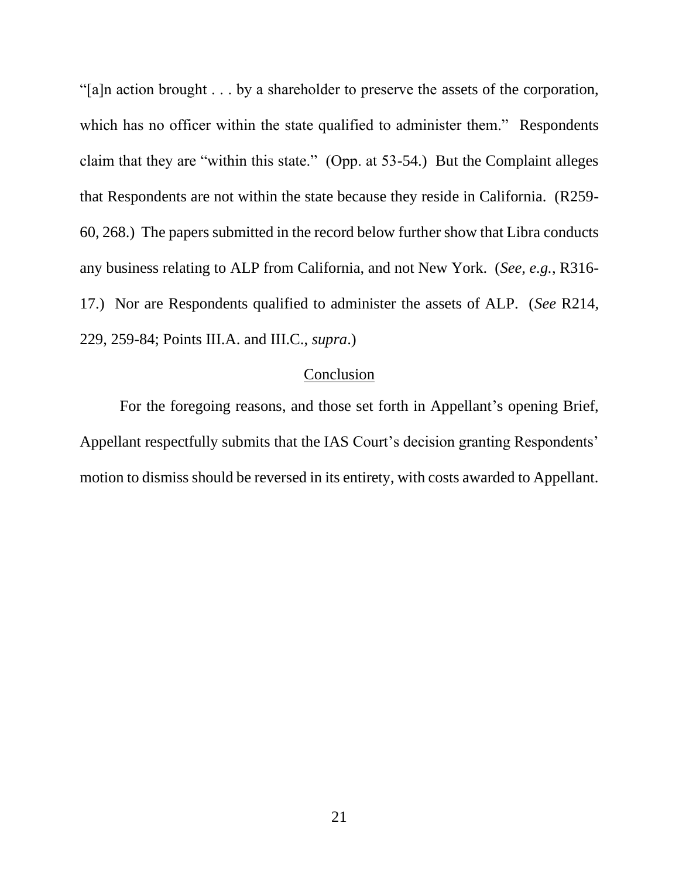"[a]n action brought . . . by a shareholder to preserve the assets of the corporation, which has no officer within the state qualified to administer them." Respondents claim that they are "within this state." (Opp. at 53-54.) But the Complaint alleges that Respondents are not within the state because they reside in California. (R259-60, 268.) The papers submitted in the record below further show that Libra conducts any business relating to ALP from California, and not New York. (*See, e.g.*, R316-17.) Nor are Respondents qualified to administer the assets of ALP. (*See* R214, 229, 259-84; Points III.A. and III.C., *supra*.)

## Conclusion

For the foregoing reasons, and those set forth in Appellant's opening Brief, Appellant respectfully submits that the IAS Court's decision granting Respondents' motion to dismiss should be reversed in its entirety, with costs awarded to Appellant.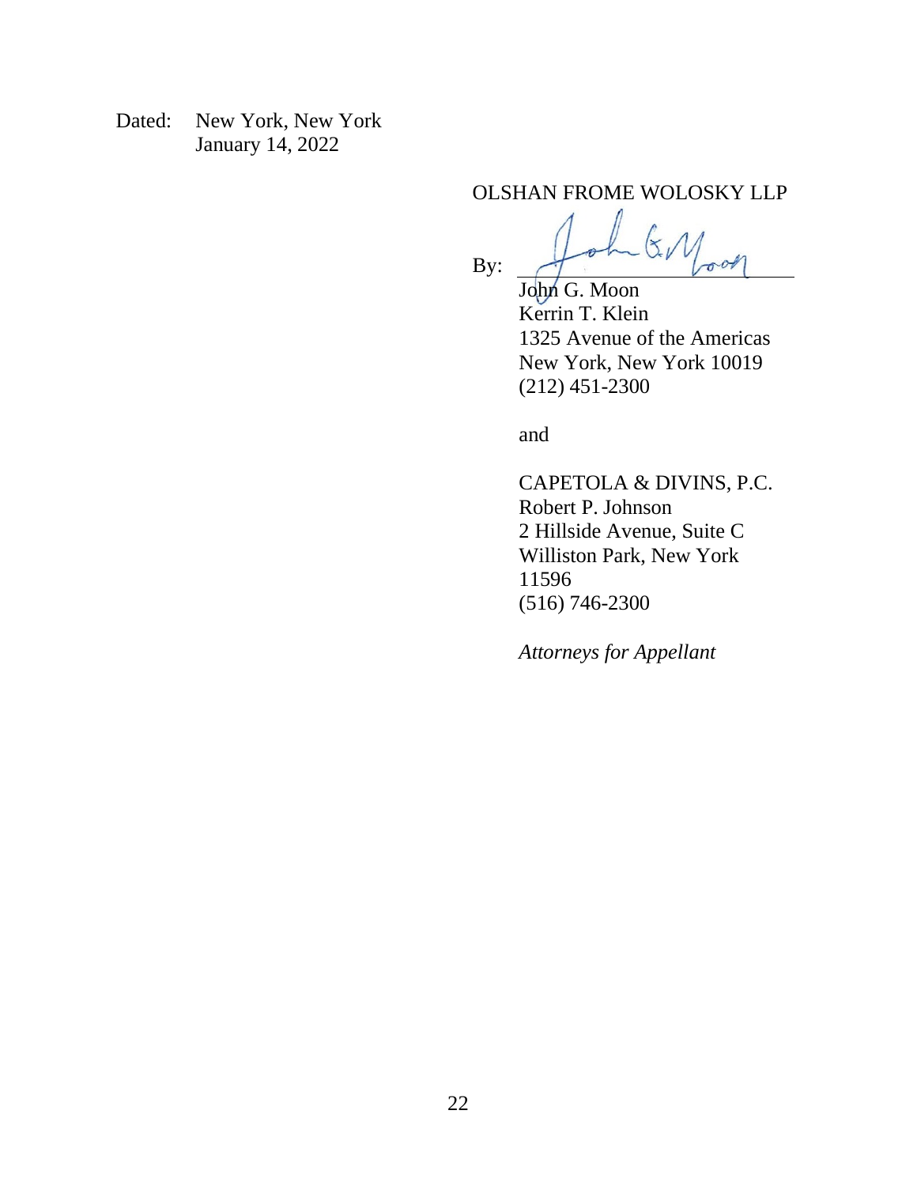Dated: New York, New York
January 14, 2022

OLSHAN FROME WOLOSKY LLP

By: ______________________

John G. Moon
Kerrin T. Klein
1325 Avenue of the Americas
New York, New York 10019
(212) 451-2300

and

CAPETOLA & DIVINS, P.C.
Robert P. Johnson
2 Hillside Avenue, Suite C
Williston Park, New York
11596
(516) 746-2300

*Attorneys for Appellant*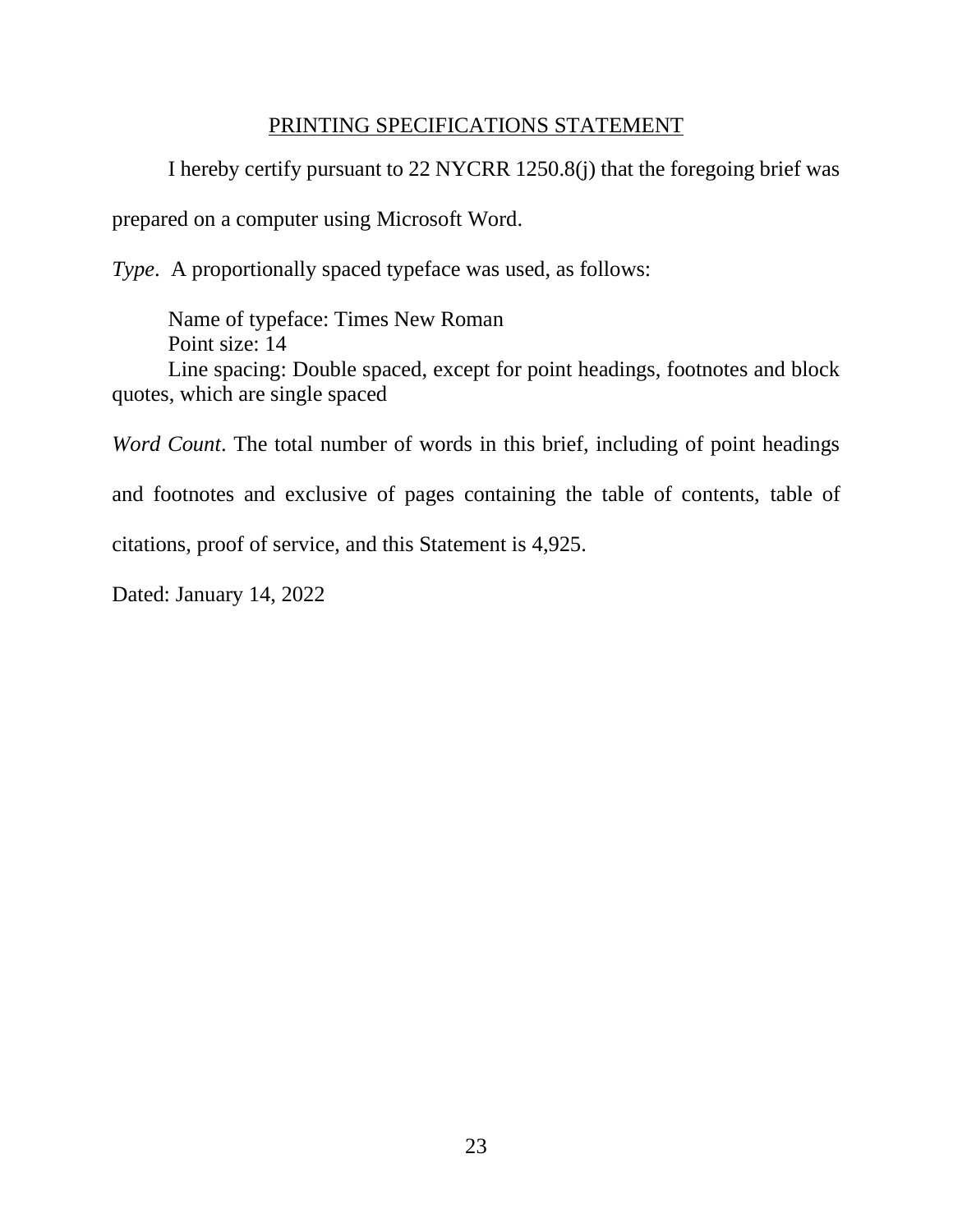## PRINTING SPECIFICATIONS STATEMENT

I hereby certify pursuant to 22 NYCRR 1250.8(j) that the foregoing brief was prepared on a computer using Microsoft Word.

*Type*. A proportionally spaced typeface was used, as follows:

Name of typeface: Times New Roman
Point size: 14
Line spacing: Double spaced, except for point headings, footnotes and block quotes, which are single spaced

*Word Count*. The total number of words in this brief, including of point headings and footnotes and exclusive of pages containing the table of contents, table of citations, proof of service, and this Statement is 4,925.

Dated: January 14, 2022